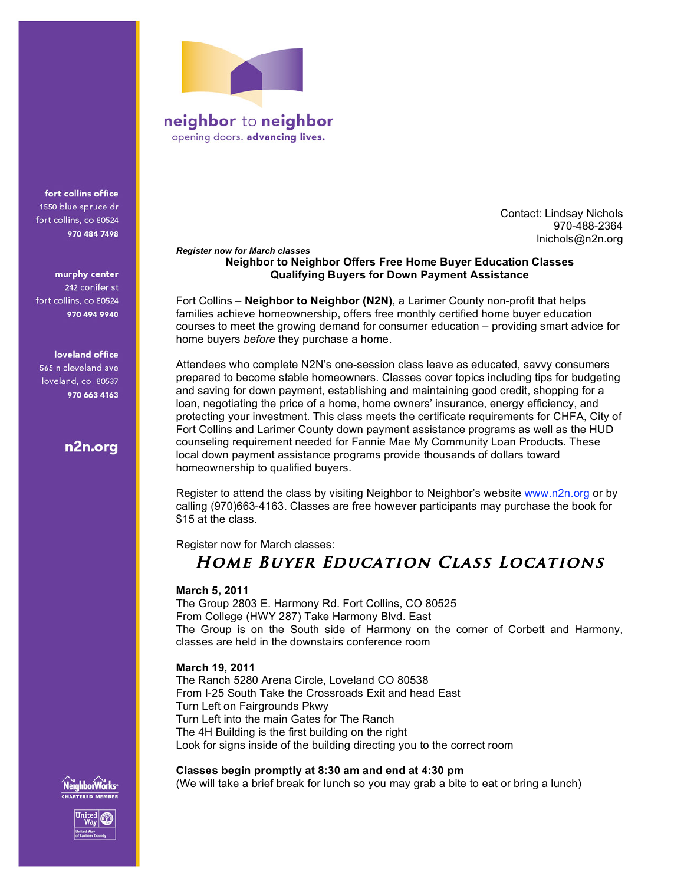neighbor to neighbor
opening doors. **advancing lives.**

**fort collins office**
1550 blue spruce dr
fort collins, co 80524
**970 484 7498**

**murphy center**
242 conifer st
fort collins, co 80524
**970 494 9940**

**loveland office**
565 n cleveland ave
loveland, co 80537
**970 663 4163**

**n2n.org**

Contact: Lindsay Nichols
970-488-2364
lnichols@n2n.org

***Register now for March classes***

**Neighbor to Neighbor Offers Free Home Buyer Education Classes
Qualifying Buyers for Down Payment Assistance**

Fort Collins – **Neighbor to Neighbor (N2N)**, a Larimer County non-profit that helps families achieve homeownership, offers free monthly certified home buyer education courses to meet the growing demand for consumer education – providing smart advice for home buyers *before* they purchase a home.

Attendees who complete N2N's one-session class leave as educated, savvy consumers prepared to become stable homeowners. Classes cover topics including tips for budgeting and saving for down payment, establishing and maintaining good credit, shopping for a loan, negotiating the price of a home, home owners' insurance, energy efficiency, and protecting your investment. This class meets the certificate requirements for CHFA, City of Fort Collins and Larimer County down payment assistance programs as well as the HUD counseling requirement needed for Fannie Mae My Community Loan Products. These local down payment assistance programs provide thousands of dollars toward homeownership to qualified buyers.

Register to attend the class by visiting Neighbor to Neighbor's website www.n2n.org or by calling (970)663-4163. Classes are free however participants may purchase the book for $15 at the class.

Register now for March classes:

## Home Buyer Education Class Locations

**March 5, 2011**
The Group 2803 E. Harmony Rd. Fort Collins, CO 80525
From College (HWY 287) Take Harmony Blvd. East
The Group is on the South side of Harmony on the corner of Corbett and Harmony, classes are held in the downstairs conference room

**March 19, 2011**
The Ranch 5280 Arena Circle, Loveland CO 80538
From I-25 South Take the Crossroads Exit and head East
Turn Left on Fairgrounds Pkwy
Turn Left into the main Gates for The Ranch
The 4H Building is the first building on the right
Look for signs inside of the building directing you to the correct room

**Classes begin promptly at 8:30 am and end at 4:30 pm**
(We will take a brief break for lunch so you may grab a bite to eat or bring a lunch)

NeighborWorks CHARTERED MEMBER

United Way of Larimer County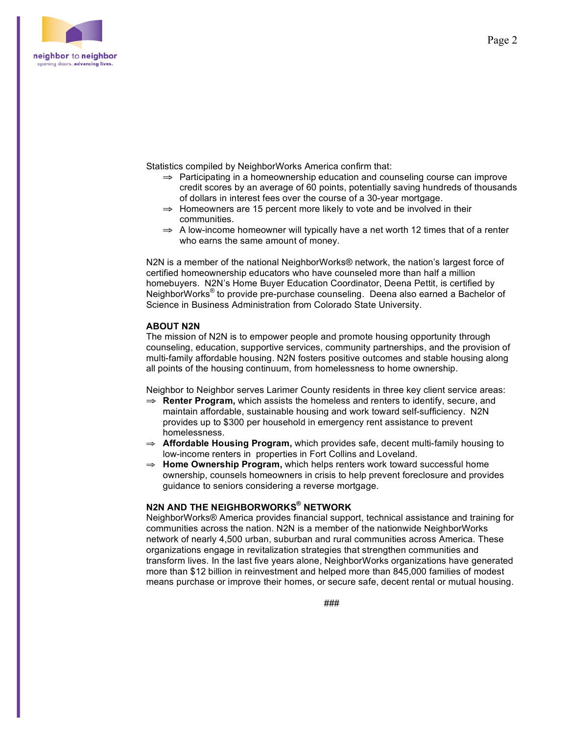Statistics compiled by NeighborWorks America confirm that:

- ⇒ Participating in a homeownership education and counseling course can improve credit scores by an average of 60 points, potentially saving hundreds of thousands of dollars in interest fees over the course of a 30-year mortgage.
- ⇒ Homeowners are 15 percent more likely to vote and be involved in their communities.
- ⇒ A low-income homeowner will typically have a net worth 12 times that of a renter who earns the same amount of money.

N2N is a member of the national NeighborWorks® network, the nation's largest force of certified homeownership educators who have counseled more than half a million homebuyers. N2N's Home Buyer Education Coordinator, Deena Pettit, is certified by NeighborWorks® to provide pre-purchase counseling. Deena also earned a Bachelor of Science in Business Administration from Colorado State University.

**ABOUT N2N**

The mission of N2N is to empower people and promote housing opportunity through counseling, education, supportive services, community partnerships, and the provision of multi-family affordable housing. N2N fosters positive outcomes and stable housing along all points of the housing continuum, from homelessness to home ownership.

Neighbor to Neighbor serves Larimer County residents in three key client service areas:

- ⇒ **Renter Program,** which assists the homeless and renters to identify, secure, and maintain affordable, sustainable housing and work toward self-sufficiency. N2N provides up to $300 per household in emergency rent assistance to prevent homelessness.
- ⇒ **Affordable Housing Program,** which provides safe, decent multi-family housing to low-income renters in properties in Fort Collins and Loveland.
- ⇒ **Home Ownership Program,** which helps renters work toward successful home ownership, counsels homeowners in crisis to help prevent foreclosure and provides guidance to seniors considering a reverse mortgage.

**N2N AND THE NEIGHBORWORKS® NETWORK**

NeighborWorks® America provides financial support, technical assistance and training for communities across the nation. N2N is a member of the nationwide NeighborWorks network of nearly 4,500 urban, suburban and rural communities across America. These organizations engage in revitalization strategies that strengthen communities and transform lives. In the last five years alone, NeighborWorks organizations have generated more than $12 billion in reinvestment and helped more than 845,000 families of modest means purchase or improve their homes, or secure safe, decent rental or mutual housing.

###